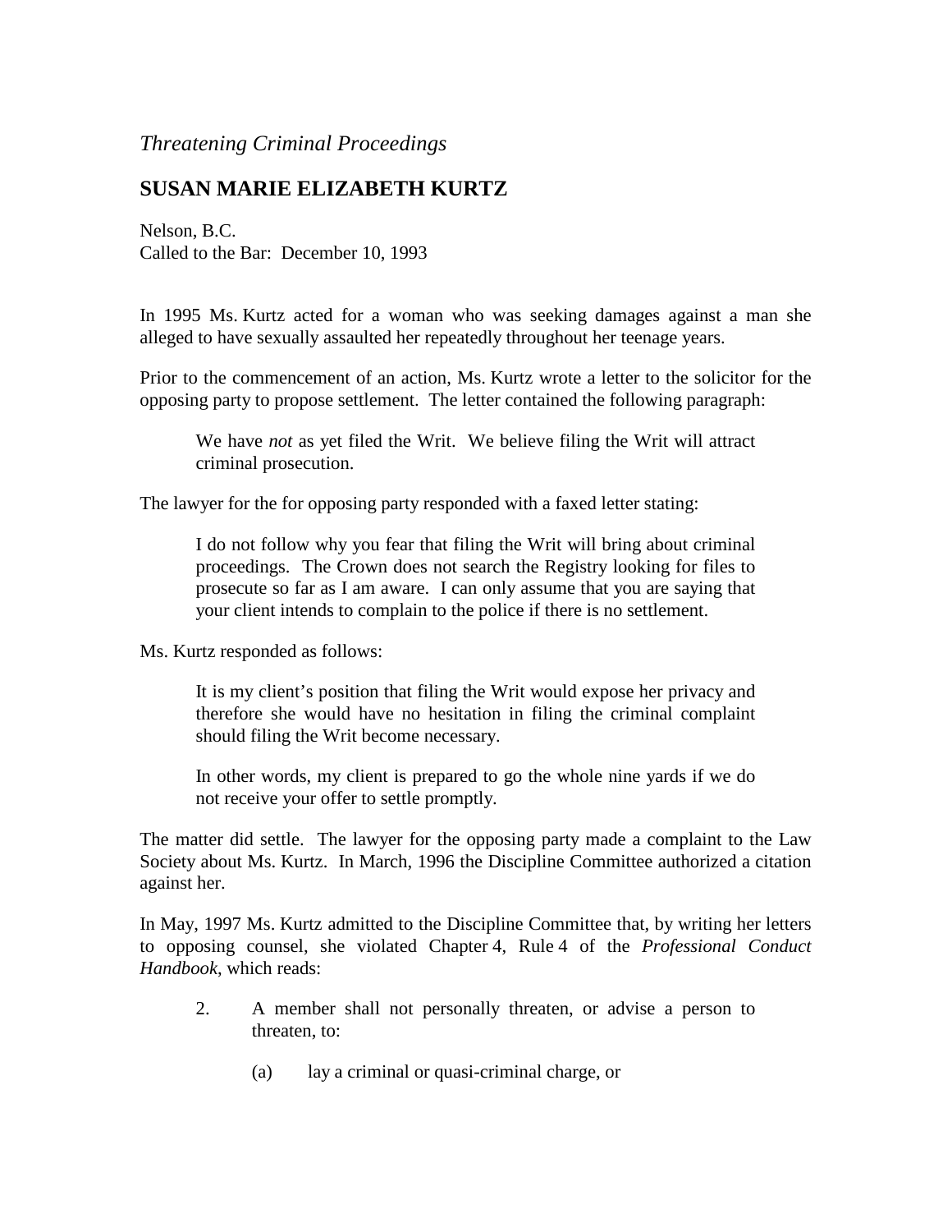*Threatening Criminal Proceedings*

## SUSAN MARIE ELIZABETH KURTZ

Nelson, B.C.
Called to the Bar: December 10, 1993

In 1995 Ms. Kurtz acted for a woman who was seeking damages against a man she alleged to have sexually assaulted her repeatedly throughout her teenage years.

Prior to the commencement of an action, Ms. Kurtz wrote a letter to the solicitor for the opposing party to propose settlement. The letter contained the following paragraph:

> We have *not* as yet filed the Writ. We believe filing the Writ will attract criminal prosecution.

The lawyer for the for opposing party responded with a faxed letter stating:

> I do not follow why you fear that filing the Writ will bring about criminal proceedings. The Crown does not search the Registry looking for files to prosecute so far as I am aware. I can only assume that you are saying that your client intends to complain to the police if there is no settlement.

Ms. Kurtz responded as follows:

> It is my client's position that filing the Writ would expose her privacy and therefore she would have no hesitation in filing the criminal complaint should filing the Writ become necessary.
>
> In other words, my client is prepared to go the whole nine yards if we do not receive your offer to settle promptly.

The matter did settle. The lawyer for the opposing party made a complaint to the Law Society about Ms. Kurtz. In March, 1996 the Discipline Committee authorized a citation against her.

In May, 1997 Ms. Kurtz admitted to the Discipline Committee that, by writing her letters to opposing counsel, she violated Chapter 4, Rule 4 of the *Professional Conduct Handbook*, which reads:

> 2. A member shall not personally threaten, or advise a person to threaten, to:
>
>     (a) lay a criminal or quasi-criminal charge, or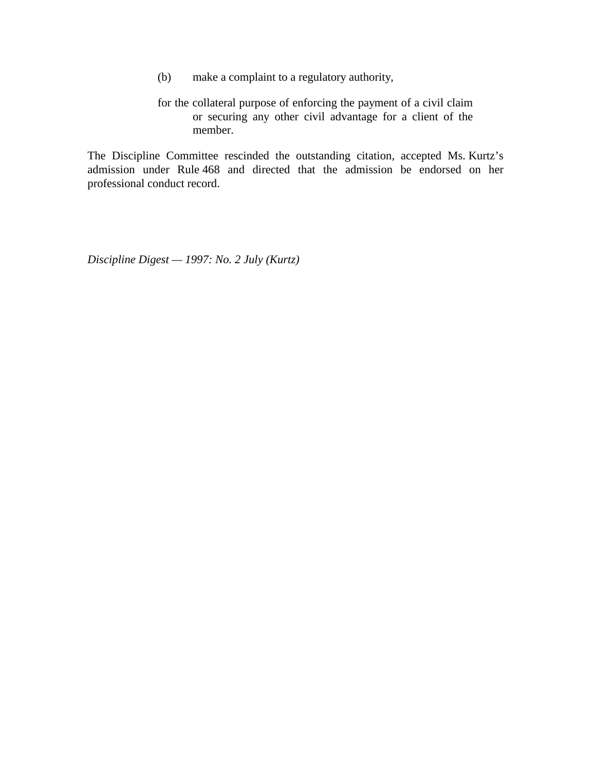(b) make a complaint to a regulatory authority,

for the collateral purpose of enforcing the payment of a civil claim or securing any other civil advantage for a client of the member.

The Discipline Committee rescinded the outstanding citation, accepted Ms. Kurtz's admission under Rule 468 and directed that the admission be endorsed on her professional conduct record.

*Discipline Digest — 1997: No. 2 July (Kurtz)*